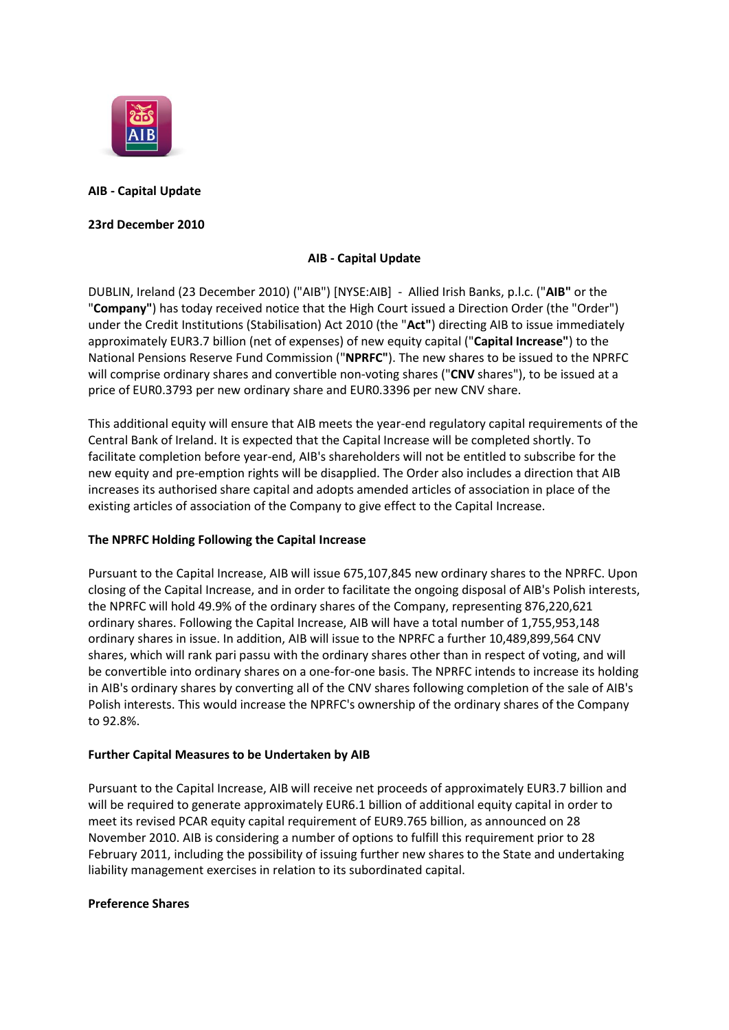**AIB - Capital Update**

**23rd December 2010**

**AIB - Capital Update**

DUBLIN, Ireland (23 December 2010) ("AIB") [NYSE:AIB] - Allied Irish Banks, p.l.c. ("**AIB"** or the "**Company"**) has today received notice that the High Court issued a Direction Order (the "Order") under the Credit Institutions (Stabilisation) Act 2010 (the "**Act"**) directing AIB to issue immediately approximately EUR3.7 billion (net of expenses) of new equity capital ("**Capital Increase"**) to the National Pensions Reserve Fund Commission ("**NPRFC"**). The new shares to be issued to the NPRFC will comprise ordinary shares and convertible non-voting shares ("**CNV** shares"), to be issued at a price of EUR0.3793 per new ordinary share and EUR0.3396 per new CNV share.

This additional equity will ensure that AIB meets the year-end regulatory capital requirements of the Central Bank of Ireland. It is expected that the Capital Increase will be completed shortly. To facilitate completion before year-end, AIB's shareholders will not be entitled to subscribe for the new equity and pre-emption rights will be disapplied. The Order also includes a direction that AIB increases its authorised share capital and adopts amended articles of association in place of the existing articles of association of the Company to give effect to the Capital Increase.

**The NPRFC Holding Following the Capital Increase**

Pursuant to the Capital Increase, AIB will issue 675,107,845 new ordinary shares to the NPRFC. Upon closing of the Capital Increase, and in order to facilitate the ongoing disposal of AIB's Polish interests, the NPRFC will hold 49.9% of the ordinary shares of the Company, representing 876,220,621 ordinary shares. Following the Capital Increase, AIB will have a total number of 1,755,953,148 ordinary shares in issue. In addition, AIB will issue to the NPRFC a further 10,489,899,564 CNV shares, which will rank pari passu with the ordinary shares other than in respect of voting, and will be convertible into ordinary shares on a one-for-one basis. The NPRFC intends to increase its holding in AIB's ordinary shares by converting all of the CNV shares following completion of the sale of AIB's Polish interests. This would increase the NPRFC's ownership of the ordinary shares of the Company to 92.8%.

**Further Capital Measures to be Undertaken by AIB**

Pursuant to the Capital Increase, AIB will receive net proceeds of approximately EUR3.7 billion and will be required to generate approximately EUR6.1 billion of additional equity capital in order to meet its revised PCAR equity capital requirement of EUR9.765 billion, as announced on 28 November 2010. AIB is considering a number of options to fulfill this requirement prior to 28 February 2011, including the possibility of issuing further new shares to the State and undertaking liability management exercises in relation to its subordinated capital.

**Preference Shares**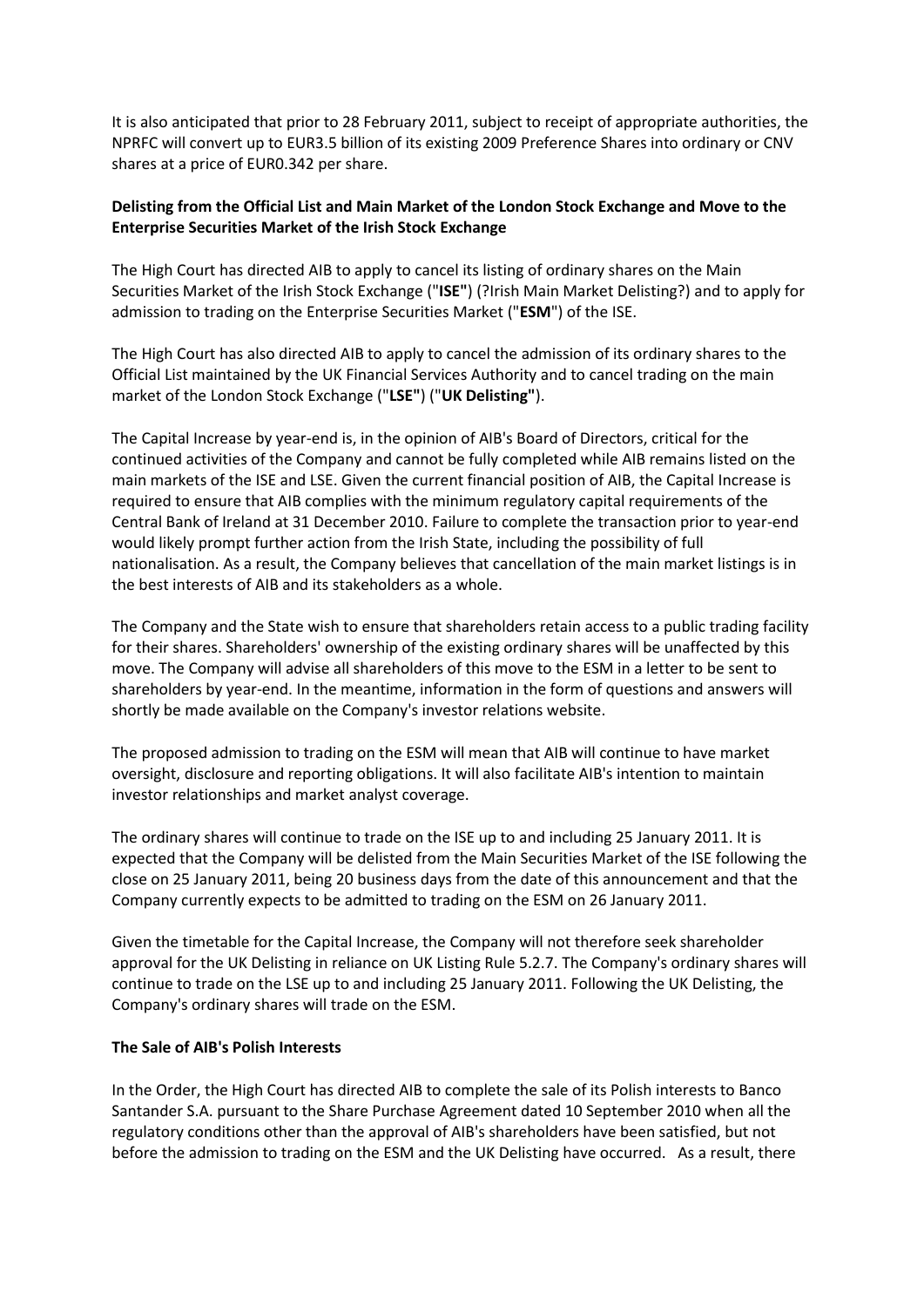It is also anticipated that prior to 28 February 2011, subject to receipt of appropriate authorities, the NPRFC will convert up to EUR3.5 billion of its existing 2009 Preference Shares into ordinary or CNV shares at a price of EUR0.342 per share.

**Delisting from the Official List and Main Market of the London Stock Exchange and Move to the Enterprise Securities Market of the Irish Stock Exchange**

The High Court has directed AIB to apply to cancel its listing of ordinary shares on the Main Securities Market of the Irish Stock Exchange ("**ISE"**) (?Irish Main Market Delisting?) and to apply for admission to trading on the Enterprise Securities Market ("**ESM**") of the ISE.

The High Court has also directed AIB to apply to cancel the admission of its ordinary shares to the Official List maintained by the UK Financial Services Authority and to cancel trading on the main market of the London Stock Exchange ("**LSE"**) ("**UK Delisting"**).

The Capital Increase by year-end is, in the opinion of AIB's Board of Directors, critical for the continued activities of the Company and cannot be fully completed while AIB remains listed on the main markets of the ISE and LSE. Given the current financial position of AIB, the Capital Increase is required to ensure that AIB complies with the minimum regulatory capital requirements of the Central Bank of Ireland at 31 December 2010. Failure to complete the transaction prior to year-end would likely prompt further action from the Irish State, including the possibility of full nationalisation. As a result, the Company believes that cancellation of the main market listings is in the best interests of AIB and its stakeholders as a whole.

The Company and the State wish to ensure that shareholders retain access to a public trading facility for their shares. Shareholders' ownership of the existing ordinary shares will be unaffected by this move. The Company will advise all shareholders of this move to the ESM in a letter to be sent to shareholders by year-end. In the meantime, information in the form of questions and answers will shortly be made available on the Company's investor relations website.

The proposed admission to trading on the ESM will mean that AIB will continue to have market oversight, disclosure and reporting obligations. It will also facilitate AIB's intention to maintain investor relationships and market analyst coverage.

The ordinary shares will continue to trade on the ISE up to and including 25 January 2011. It is expected that the Company will be delisted from the Main Securities Market of the ISE following the close on 25 January 2011, being 20 business days from the date of this announcement and that the Company currently expects to be admitted to trading on the ESM on 26 January 2011.

Given the timetable for the Capital Increase, the Company will not therefore seek shareholder approval for the UK Delisting in reliance on UK Listing Rule 5.2.7. The Company's ordinary shares will continue to trade on the LSE up to and including 25 January 2011. Following the UK Delisting, the Company's ordinary shares will trade on the ESM.

**The Sale of AIB's Polish Interests**

In the Order, the High Court has directed AIB to complete the sale of its Polish interests to Banco Santander S.A. pursuant to the Share Purchase Agreement dated 10 September 2010 when all the regulatory conditions other than the approval of AIB's shareholders have been satisfied, but not before the admission to trading on the ESM and the UK Delisting have occurred. As a result, there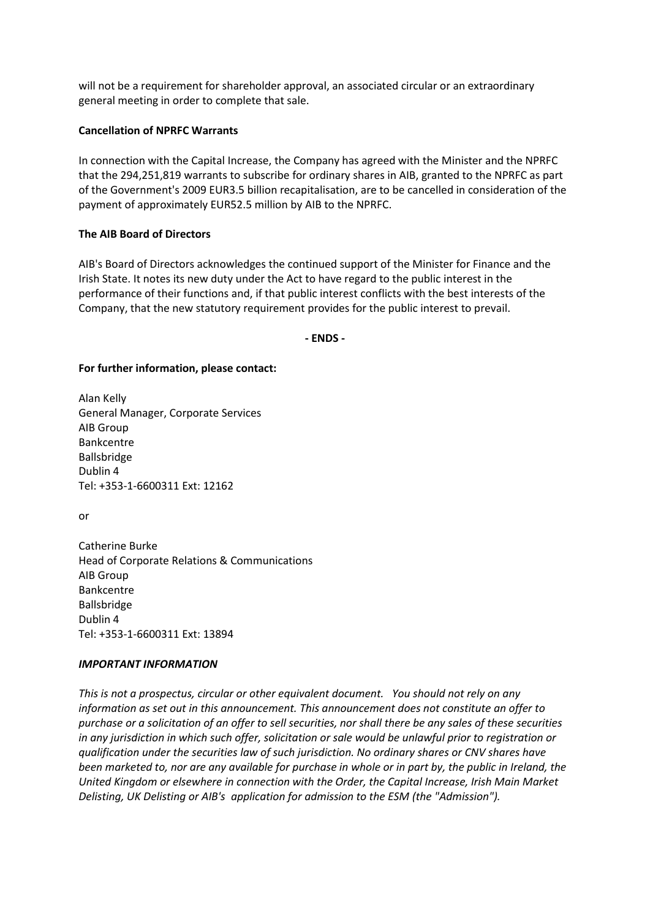will not be a requirement for shareholder approval, an associated circular or an extraordinary general meeting in order to complete that sale.

**Cancellation of NPRFC Warrants**

In connection with the Capital Increase, the Company has agreed with the Minister and the NPRFC that the 294,251,819 warrants to subscribe for ordinary shares in AIB, granted to the NPRFC as part of the Government's 2009 EUR3.5 billion recapitalisation, are to be cancelled in consideration of the payment of approximately EUR52.5 million by AIB to the NPRFC.

**The AIB Board of Directors**

AIB's Board of Directors acknowledges the continued support of the Minister for Finance and the Irish State. It notes its new duty under the Act to have regard to the public interest in the performance of their functions and, if that public interest conflicts with the best interests of the Company, that the new statutory requirement provides for the public interest to prevail.

**- ENDS -**

**For further information, please contact:**

Alan Kelly
General Manager, Corporate Services
AIB Group
Bankcentre
Ballsbridge
Dublin 4
Tel: +353-1-6600311 Ext: 12162

or

Catherine Burke
Head of Corporate Relations & Communications
AIB Group
Bankcentre
Ballsbridge
Dublin 4
Tel: +353-1-6600311 Ext: 13894

***IMPORTANT INFORMATION***

*This is not a prospectus, circular or other equivalent document. You should not rely on any information as set out in this announcement. This announcement does not constitute an offer to purchase or a solicitation of an offer to sell securities, nor shall there be any sales of these securities in any jurisdiction in which such offer, solicitation or sale would be unlawful prior to registration or qualification under the securities law of such jurisdiction. No ordinary shares or CNV shares have been marketed to, nor are any available for purchase in whole or in part by, the public in Ireland, the United Kingdom or elsewhere in connection with the Order, the Capital Increase, Irish Main Market Delisting, UK Delisting or AIB's application for admission to the ESM (the "Admission").*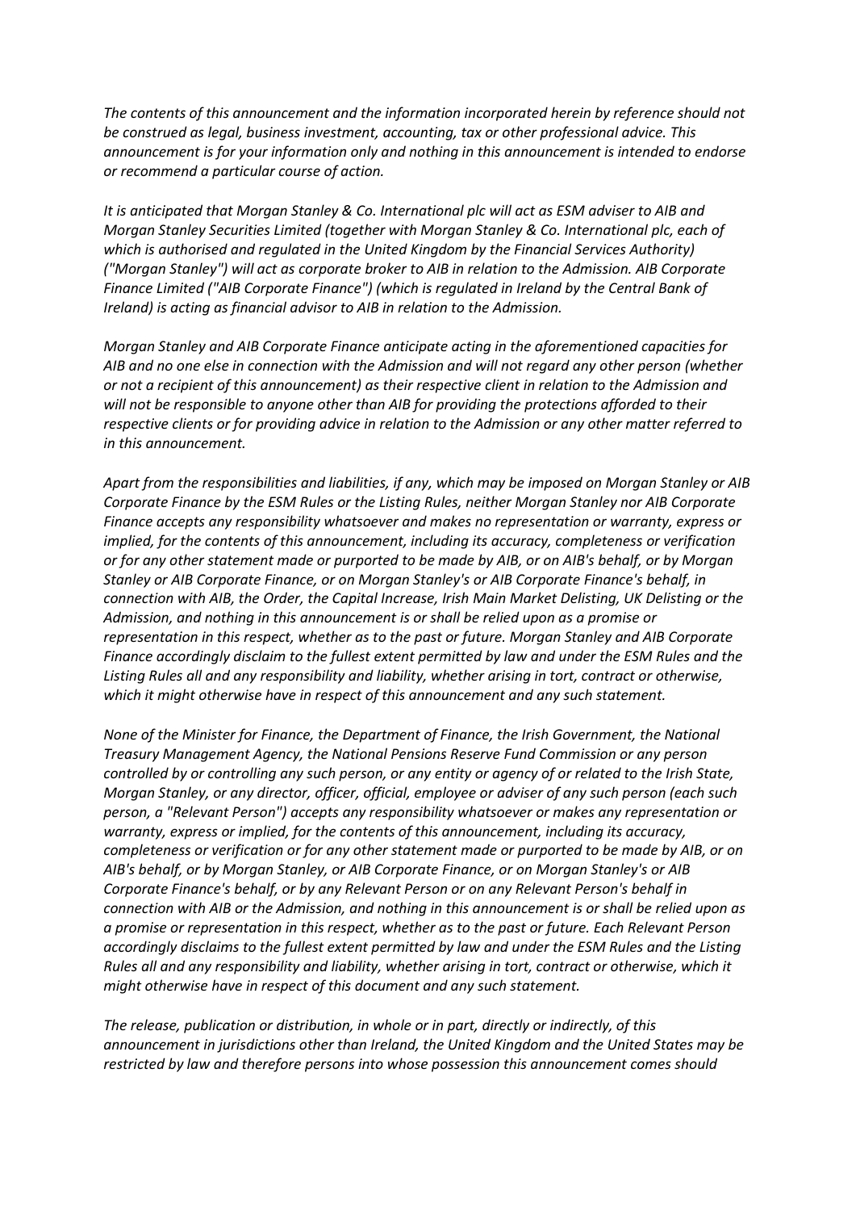*The contents of this announcement and the information incorporated herein by reference should not be construed as legal, business investment, accounting, tax or other professional advice. This announcement is for your information only and nothing in this announcement is intended to endorse or recommend a particular course of action.*

*It is anticipated that Morgan Stanley & Co. International plc will act as ESM adviser to AIB and Morgan Stanley Securities Limited (together with Morgan Stanley & Co. International plc, each of which is authorised and regulated in the United Kingdom by the Financial Services Authority) ("Morgan Stanley") will act as corporate broker to AIB in relation to the Admission. AIB Corporate Finance Limited ("AIB Corporate Finance") (which is regulated in Ireland by the Central Bank of Ireland) is acting as financial advisor to AIB in relation to the Admission.*

*Morgan Stanley and AIB Corporate Finance anticipate acting in the aforementioned capacities for AIB and no one else in connection with the Admission and will not regard any other person (whether or not a recipient of this announcement) as their respective client in relation to the Admission and will not be responsible to anyone other than AIB for providing the protections afforded to their respective clients or for providing advice in relation to the Admission or any other matter referred to in this announcement.*

*Apart from the responsibilities and liabilities, if any, which may be imposed on Morgan Stanley or AIB Corporate Finance by the ESM Rules or the Listing Rules, neither Morgan Stanley nor AIB Corporate Finance accepts any responsibility whatsoever and makes no representation or warranty, express or implied, for the contents of this announcement, including its accuracy, completeness or verification or for any other statement made or purported to be made by AIB, or on AIB's behalf, or by Morgan Stanley or AIB Corporate Finance, or on Morgan Stanley's or AIB Corporate Finance's behalf, in connection with AIB, the Order, the Capital Increase, Irish Main Market Delisting, UK Delisting or the Admission, and nothing in this announcement is or shall be relied upon as a promise or representation in this respect, whether as to the past or future. Morgan Stanley and AIB Corporate Finance accordingly disclaim to the fullest extent permitted by law and under the ESM Rules and the Listing Rules all and any responsibility and liability, whether arising in tort, contract or otherwise, which it might otherwise have in respect of this announcement and any such statement.*

*None of the Minister for Finance, the Department of Finance, the Irish Government, the National Treasury Management Agency, the National Pensions Reserve Fund Commission or any person controlled by or controlling any such person, or any entity or agency of or related to the Irish State, Morgan Stanley, or any director, officer, official, employee or adviser of any such person (each such person, a "Relevant Person") accepts any responsibility whatsoever or makes any representation or warranty, express or implied, for the contents of this announcement, including its accuracy, completeness or verification or for any other statement made or purported to be made by AIB, or on AIB's behalf, or by Morgan Stanley, or AIB Corporate Finance, or on Morgan Stanley's or AIB Corporate Finance's behalf, or by any Relevant Person or on any Relevant Person's behalf in connection with AIB or the Admission, and nothing in this announcement is or shall be relied upon as a promise or representation in this respect, whether as to the past or future. Each Relevant Person accordingly disclaims to the fullest extent permitted by law and under the ESM Rules and the Listing Rules all and any responsibility and liability, whether arising in tort, contract or otherwise, which it might otherwise have in respect of this document and any such statement.*

*The release, publication or distribution, in whole or in part, directly or indirectly, of this announcement in jurisdictions other than Ireland, the United Kingdom and the United States may be restricted by law and therefore persons into whose possession this announcement comes should*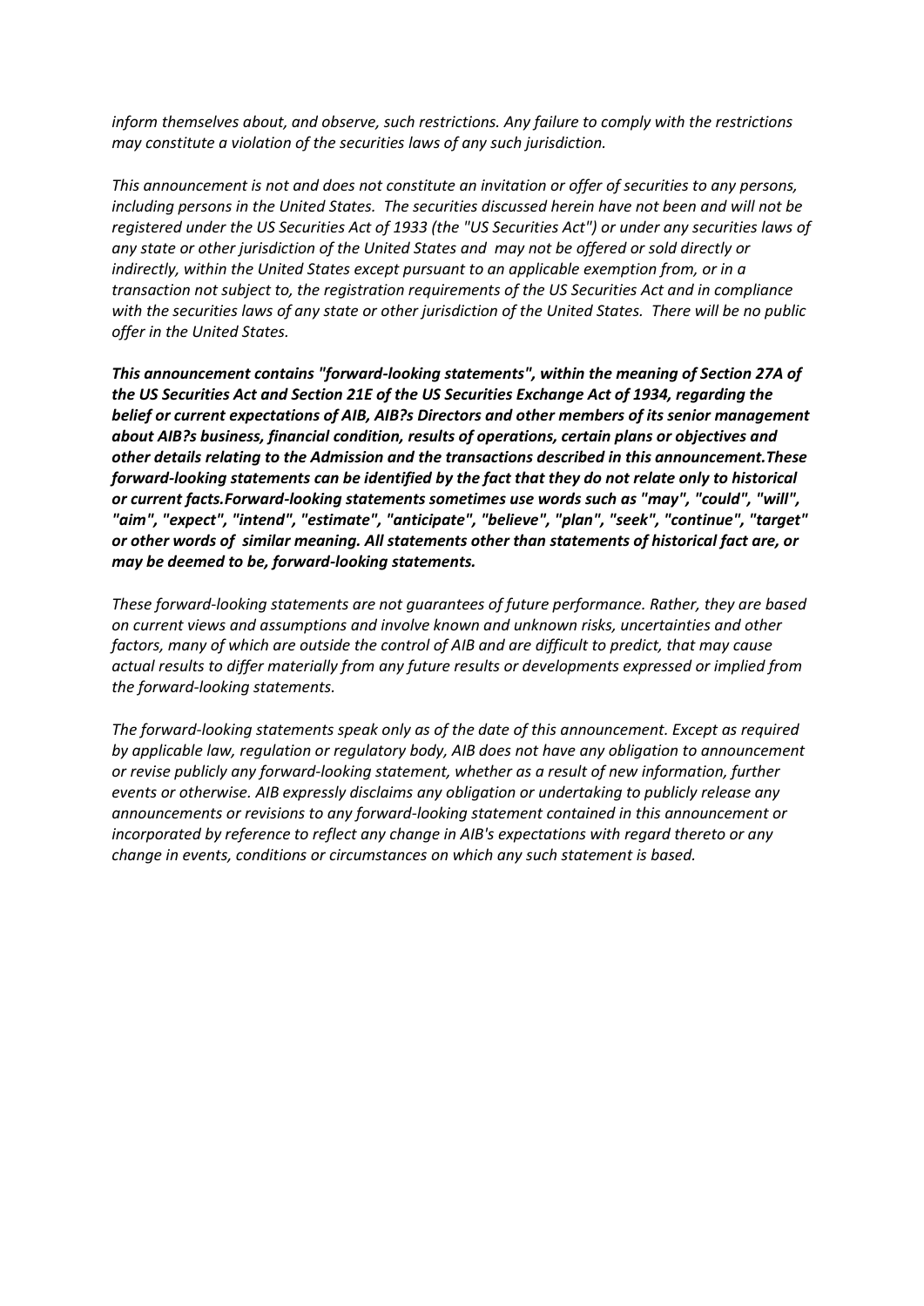*inform themselves about, and observe, such restrictions. Any failure to comply with the restrictions may constitute a violation of the securities laws of any such jurisdiction.*

*This announcement is not and does not constitute an invitation or offer of securities to any persons, including persons in the United States. The securities discussed herein have not been and will not be registered under the US Securities Act of 1933 (the "US Securities Act") or under any securities laws of any state or other jurisdiction of the United States and may not be offered or sold directly or indirectly, within the United States except pursuant to an applicable exemption from, or in a transaction not subject to, the registration requirements of the US Securities Act and in compliance with the securities laws of any state or other jurisdiction of the United States. There will be no public offer in the United States.*

***This announcement contains "forward-looking statements", within the meaning of Section 27A of the US Securities Act and Section 21E of the US Securities Exchange Act of 1934, regarding the belief or current expectations of AIB, AIB?s Directors and other members of its senior management about AIB?s business, financial condition, results of operations, certain plans or objectives and other details relating to the Admission and the transactions described in this announcement.These forward-looking statements can be identified by the fact that they do not relate only to historical or current facts.Forward-looking statements sometimes use words such as "may", "could", "will", "aim", "expect", "intend", "estimate", "anticipate", "believe", "plan", "seek", "continue", "target" or other words of similar meaning. All statements other than statements of historical fact are, or may be deemed to be, forward-looking statements.***

*These forward-looking statements are not guarantees of future performance. Rather, they are based on current views and assumptions and involve known and unknown risks, uncertainties and other factors, many of which are outside the control of AIB and are difficult to predict, that may cause actual results to differ materially from any future results or developments expressed or implied from the forward-looking statements.*

*The forward-looking statements speak only as of the date of this announcement. Except as required by applicable law, regulation or regulatory body, AIB does not have any obligation to announcement or revise publicly any forward-looking statement, whether as a result of new information, further events or otherwise. AIB expressly disclaims any obligation or undertaking to publicly release any announcements or revisions to any forward-looking statement contained in this announcement or incorporated by reference to reflect any change in AIB's expectations with regard thereto or any change in events, conditions or circumstances on which any such statement is based.*